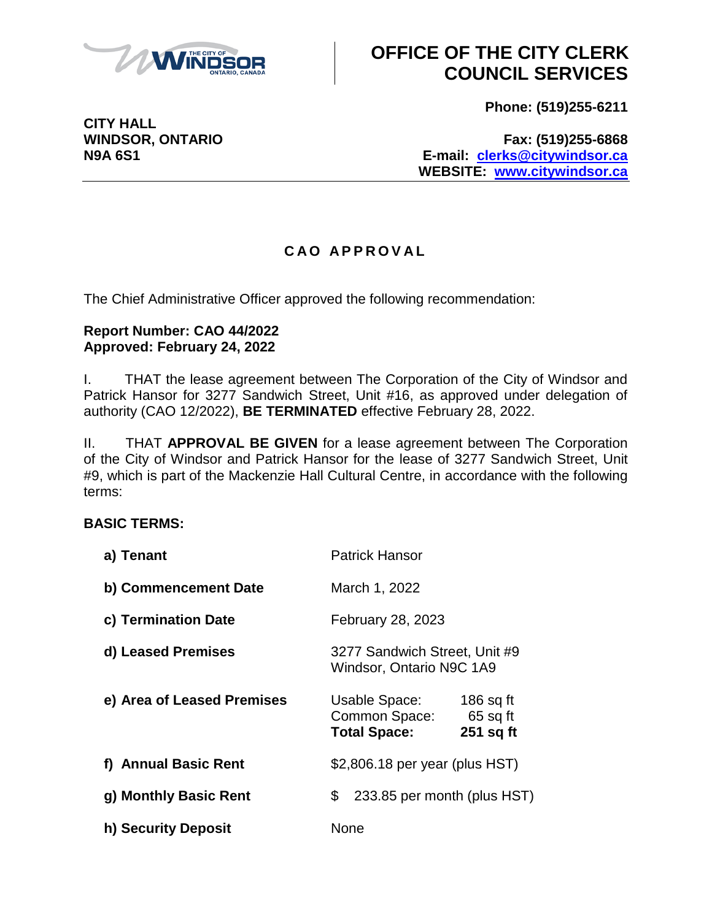# OFFICE OF THE CITY CLERK COUNCIL SERVICES

**CITY HALL**
**WINDSOR, ONTARIO**
**N9A 6S1**

**Phone: (519)255-6211**
**Fax: (519)255-6868**
**E-mail: clerks@citywindsor.ca**
**WEBSITE: www.citywindsor.ca**

## CAO APPROVAL

The Chief Administrative Officer approved the following recommendation:

**Report Number: CAO 44/2022**
**Approved: February 24, 2022**

I. THAT the lease agreement between The Corporation of the City of Windsor and Patrick Hansor for 3277 Sandwich Street, Unit #16, as approved under delegation of authority (CAO 12/2022), **BE TERMINATED** effective February 28, 2022.

II. THAT **APPROVAL BE GIVEN** for a lease agreement between The Corporation of the City of Windsor and Patrick Hansor for the lease of 3277 Sandwich Street, Unit #9, which is part of the Mackenzie Hall Cultural Centre, in accordance with the following terms:

**BASIC TERMS:**

| | |
|---|---|
| **a) Tenant** | Patrick Hansor |
| **b) Commencement Date** | March 1, 2022 |
| **c) Termination Date** | February 28, 2023 |
| **d) Leased Premises** | 3277 Sandwich Street, Unit #9<br>Windsor, Ontario N9C 1A9 |
| **e) Area of Leased Premises** | Usable Space: 186 sq ft<br>Common Space: 65 sq ft<br>**Total Space: 251 sq ft** |
| **f) Annual Basic Rent** | $2,806.18 per year (plus HST) |
| **g) Monthly Basic Rent** | $ 233.85 per month (plus HST) |
| **h) Security Deposit** | None |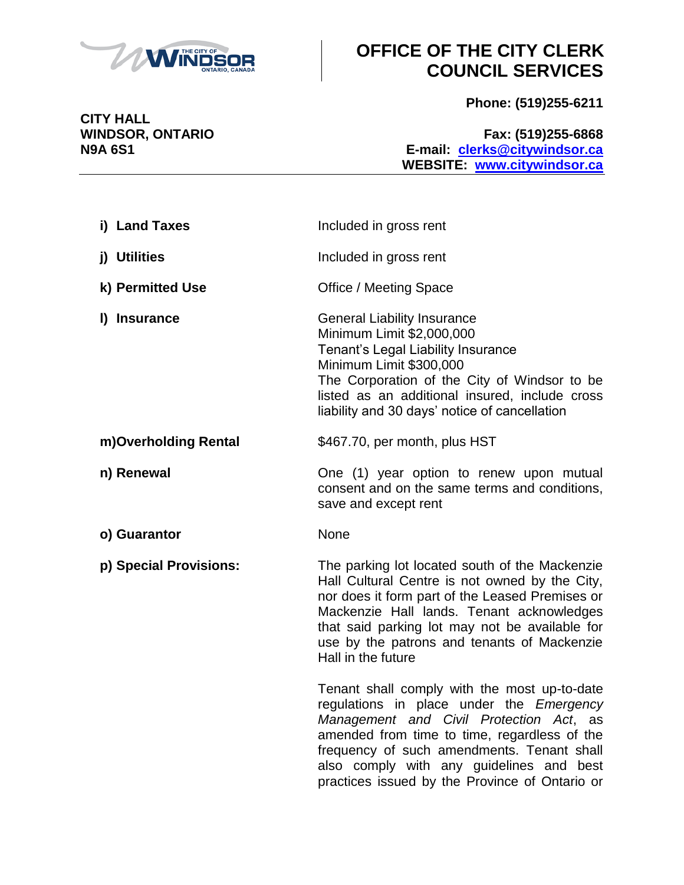| | |
|---|---|
| **i) Land Taxes** | Included in gross rent |
| **j) Utilities** | Included in gross rent |
| **k) Permitted Use** | Office / Meeting Space |
| **l) Insurance** | General Liability Insurance<br>Minimum Limit $2,000,000<br>Tenant's Legal Liability Insurance<br>Minimum Limit $300,000<br>The Corporation of the City of Windsor to be listed as an additional insured, include cross liability and 30 days' notice of cancellation |
| **m)Overholding Rental** | $467.70, per month, plus HST |
| **n) Renewal** | One (1) year option to renew upon mutual consent and on the same terms and conditions, save and except rent |
| **o) Guarantor** | None |
| **p) Special Provisions:** | The parking lot located south of the Mackenzie Hall Cultural Centre is not owned by the City, nor does it form part of the Leased Premises or Mackenzie Hall lands. Tenant acknowledges that said parking lot may not be available for use by the patrons and tenants of Mackenzie Hall in the future<br><br>Tenant shall comply with the most up-to-date regulations in place under the *Emergency Management and Civil Protection Act*, as amended from time to time, regardless of the frequency of such amendments. Tenant shall also comply with any guidelines and best practices issued by the Province of Ontario or |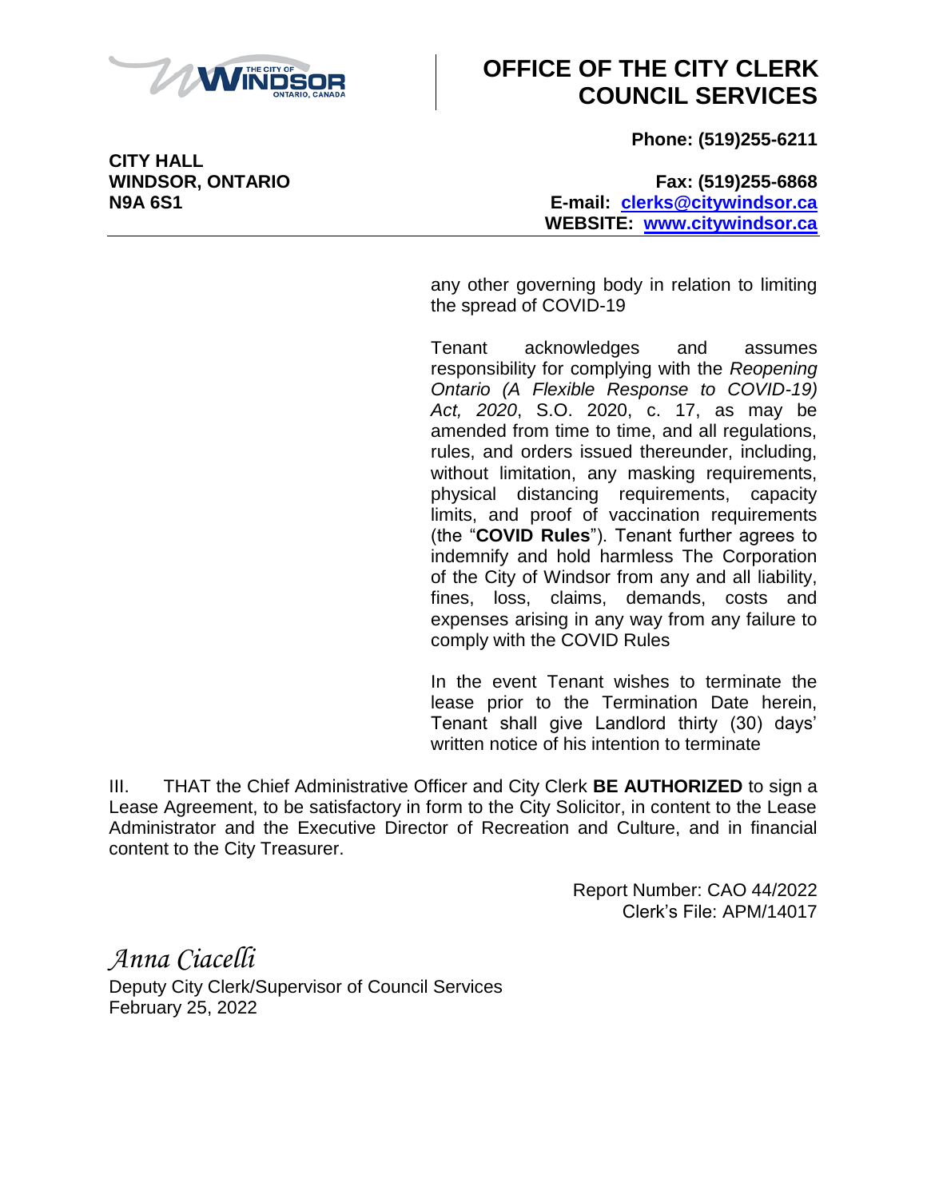any other governing body in relation to limiting the spread of COVID-19

Tenant acknowledges and assumes responsibility for complying with the *Reopening Ontario (A Flexible Response to COVID-19) Act, 2020*, S.O. 2020, c. 17, as may be amended from time to time, and all regulations, rules, and orders issued thereunder, including, without limitation, any masking requirements, physical distancing requirements, capacity limits, and proof of vaccination requirements (the "**COVID Rules**"). Tenant further agrees to indemnify and hold harmless The Corporation of the City of Windsor from any and all liability, fines, loss, claims, demands, costs and expenses arising in any way from any failure to comply with the COVID Rules

In the event Tenant wishes to terminate the lease prior to the Termination Date herein, Tenant shall give Landlord thirty (30) days' written notice of his intention to terminate

III. THAT the Chief Administrative Officer and City Clerk **BE AUTHORIZED** to sign a Lease Agreement, to be satisfactory in form to the City Solicitor, in content to the Lease Administrator and the Executive Director of Recreation and Culture, and in financial content to the City Treasurer.

Report Number: CAO 44/2022
Clerk's File: APM/14017

*Anna Ciacelli*
Deputy City Clerk/Supervisor of Council Services
February 25, 2022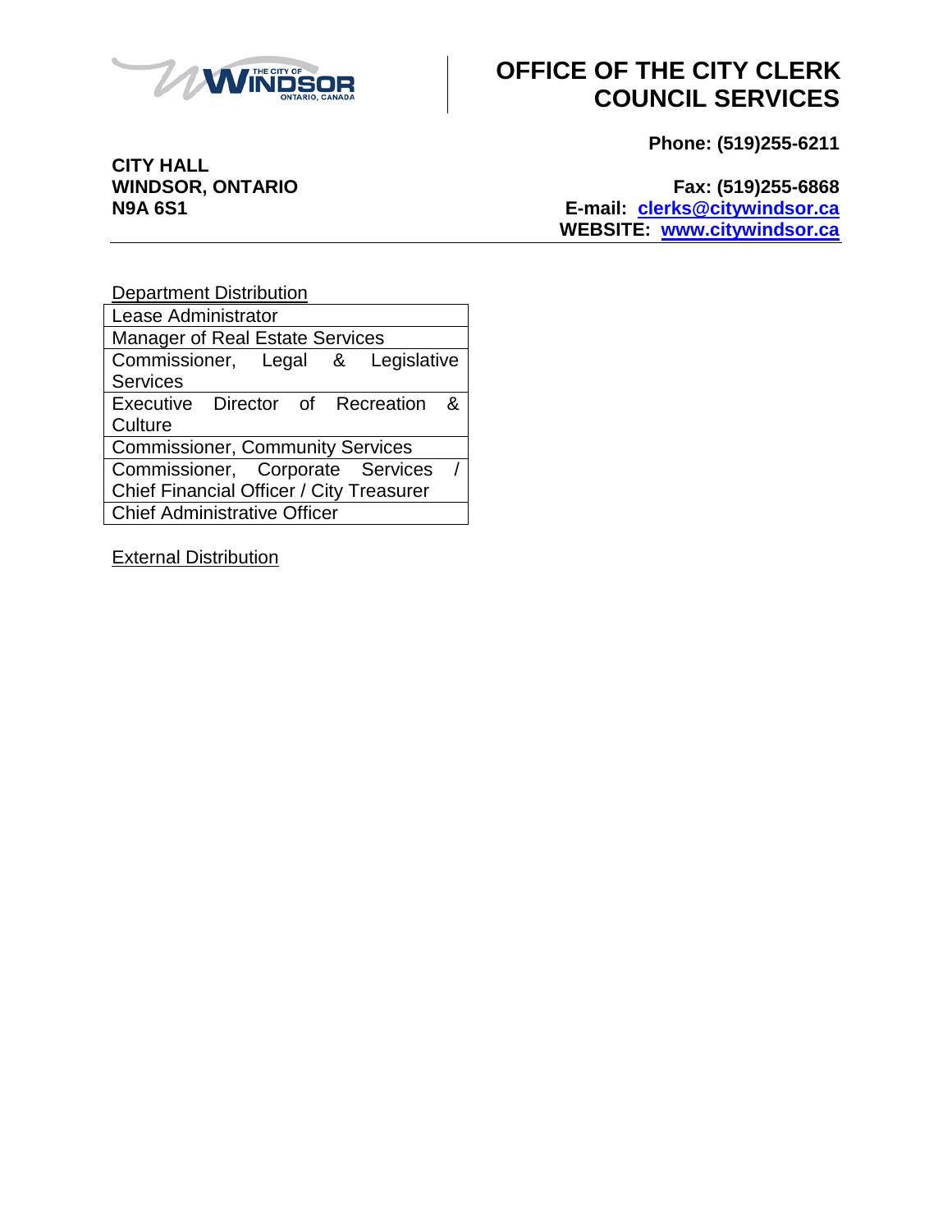**OFFICE OF THE CITY CLERK**
**COUNCIL SERVICES**

**Phone: (519)255-6211**

**CITY HALL**
**WINDSOR, ONTARIO**
**N9A 6S1**

**Fax: (519)255-6868**
**E-mail: clerks@citywindsor.ca**
**WEBSITE: www.citywindsor.ca**

Department Distribution

| |
|---|
| Lease Administrator |
| Manager of Real Estate Services |
| Commissioner, Legal & Legislative Services |
| Executive Director of Recreation & Culture |
| Commissioner, Community Services |
| Commissioner, Corporate Services / Chief Financial Officer / City Treasurer |
| Chief Administrative Officer |

External Distribution